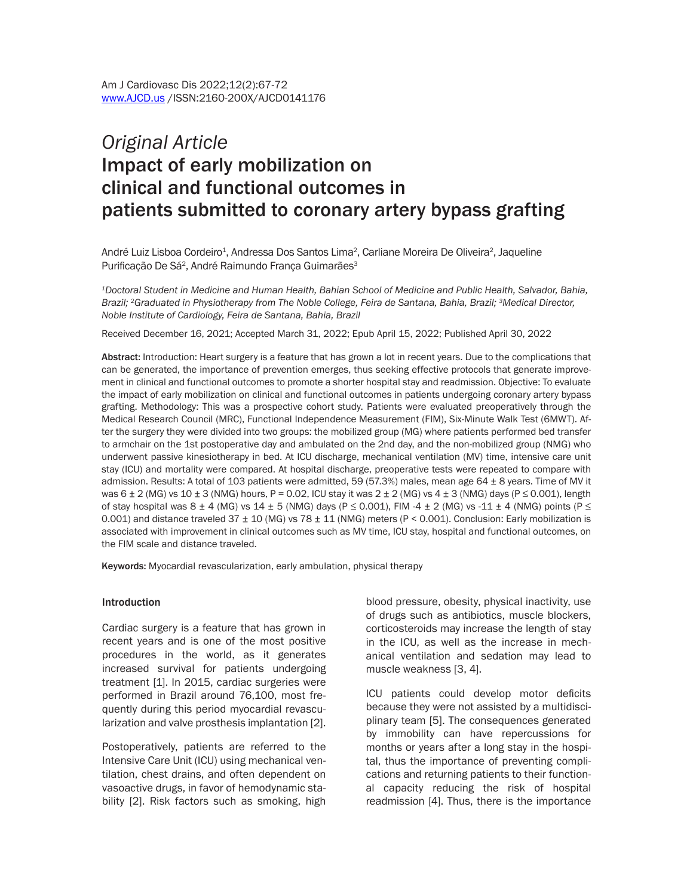*Original Article*

# Impact of early mobilization on clinical and functional outcomes in patients submitted to coronary artery bypass grafting

André Luiz Lisboa Cordeiro[1], Andressa Dos Santos Lima[2], Carliane Moreira De Oliveira[2], Jaqueline Purificação De Sá[2], André Raimundo França Guimarães[3]

*[1]Doctoral Student in Medicine and Human Health, Bahian School of Medicine and Public Health, Salvador, Bahia, Brazil; [2]Graduated in Physiotherapy from The Noble College, Feira de Santana, Bahia, Brazil; [3]Medical Director, Noble Institute of Cardiology, Feira de Santana, Bahia, Brazil*

Received December 16, 2021; Accepted March 31, 2022; Epub April 15, 2022; Published April 30, 2022

**Abstract:** Introduction: Heart surgery is a feature that has grown a lot in recent years. Due to the complications that can be generated, the importance of prevention emerges, thus seeking effective protocols that generate improvement in clinical and functional outcomes to promote a shorter hospital stay and readmission. Objective: To evaluate the impact of early mobilization on clinical and functional outcomes in patients undergoing coronary artery bypass grafting. Methodology: This was a prospective cohort study. Patients were evaluated preoperatively through the Medical Research Council (MRC), Functional Independence Measurement (FIM), Six-Minute Walk Test (6MWT). After the surgery they were divided into two groups: the mobilized group (MG) where patients performed bed transfer to armchair on the 1st postoperative day and ambulated on the 2nd day, and the non-mobilized group (NMG) who underwent passive kinesiotherapy in bed. At ICU discharge, mechanical ventilation (MV) time, intensive care unit stay (ICU) and mortality were compared. At hospital discharge, preoperative tests were repeated to compare with admission. Results: A total of 103 patients were admitted, 59 (57.3%) males, mean age 64 ± 8 years. Time of MV it was 6 ± 2 (MG) vs 10 ± 3 (NMG) hours, P = 0.02, ICU stay it was 2 ± 2 (MG) vs 4 ± 3 (NMG) days (P ≤ 0.001), length of stay hospital was 8 ± 4 (MG) vs 14 ± 5 (NMG) days (P ≤ 0.001), FIM -4 ± 2 (MG) vs -11 ± 4 (NMG) points (P ≤ 0.001) and distance traveled 37 ± 10 (MG) vs 78 ± 11 (NMG) meters (P < 0.001). Conclusion: Early mobilization is associated with improvement in clinical outcomes such as MV time, ICU stay, hospital and functional outcomes, on the FIM scale and distance traveled.

**Keywords:** Myocardial revascularization, early ambulation, physical therapy

## Introduction

Cardiac surgery is a feature that has grown in recent years and is one of the most positive procedures in the world, as it generates increased survival for patients undergoing treatment [1]. In 2015, cardiac surgeries were performed in Brazil around 76,100, most frequently during this period myocardial revascularization and valve prosthesis implantation [2].

Postoperatively, patients are referred to the Intensive Care Unit (ICU) using mechanical ventilation, chest drains, and often dependent on vasoactive drugs, in favor of hemodynamic stability [2]. Risk factors such as smoking, high blood pressure, obesity, physical inactivity, use of drugs such as antibiotics, muscle blockers, corticosteroids may increase the length of stay in the ICU, as well as the increase in mechanical ventilation and sedation may lead to muscle weakness [3, 4].

ICU patients could develop motor deficits because they were not assisted by a multidisciplinary team [5]. The consequences generated by immobility can have repercussions for months or years after a long stay in the hospital, thus the importance of preventing complications and returning patients to their functional capacity reducing the risk of hospital readmission [4]. Thus, there is the importance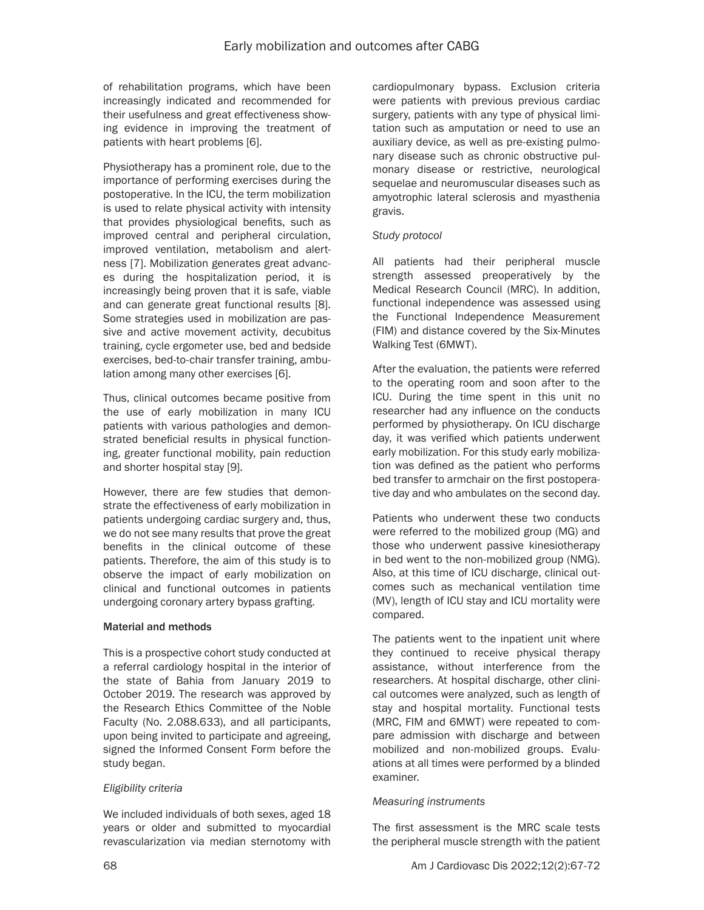of rehabilitation programs, which have been increasingly indicated and recommended for their usefulness and great effectiveness showing evidence in improving the treatment of patients with heart problems [6].

Physiotherapy has a prominent role, due to the importance of performing exercises during the postoperative. In the ICU, the term mobilization is used to relate physical activity with intensity that provides physiological benefits, such as improved central and peripheral circulation, improved ventilation, metabolism and alertness [7]. Mobilization generates great advances during the hospitalization period, it is increasingly being proven that it is safe, viable and can generate great functional results [8]. Some strategies used in mobilization are passive and active movement activity, decubitus training, cycle ergometer use, bed and bedside exercises, bed-to-chair transfer training, ambulation among many other exercises [6].

Thus, clinical outcomes became positive from the use of early mobilization in many ICU patients with various pathologies and demonstrated beneficial results in physical functioning, greater functional mobility, pain reduction and shorter hospital stay [9].

However, there are few studies that demonstrate the effectiveness of early mobilization in patients undergoing cardiac surgery and, thus, we do not see many results that prove the great benefits in the clinical outcome of these patients. Therefore, the aim of this study is to observe the impact of early mobilization on clinical and functional outcomes in patients undergoing coronary artery bypass grafting.

## Material and methods

This is a prospective cohort study conducted at a referral cardiology hospital in the interior of the state of Bahia from January 2019 to October 2019. The research was approved by the Research Ethics Committee of the Noble Faculty (No. 2.088.633), and all participants, upon being invited to participate and agreeing, signed the Informed Consent Form before the study began.

### *Eligibility criteria*

We included individuals of both sexes, aged 18 years or older and submitted to myocardial revascularization via median sternotomy with cardiopulmonary bypass. Exclusion criteria were patients with previous previous cardiac surgery, patients with any type of physical limitation such as amputation or need to use an auxiliary device, as well as pre-existing pulmonary disease such as chronic obstructive pulmonary disease or restrictive, neurological sequelae and neuromuscular diseases such as amyotrophic lateral sclerosis and myasthenia gravis.

### *Study protocol*

All patients had their peripheral muscle strength assessed preoperatively by the Medical Research Council (MRC). In addition, functional independence was assessed using the Functional Independence Measurement (FIM) and distance covered by the Six-Minutes Walking Test (6MWT).

After the evaluation, the patients were referred to the operating room and soon after to the ICU. During the time spent in this unit no researcher had any influence on the conducts performed by physiotherapy. On ICU discharge day, it was verified which patients underwent early mobilization. For this study early mobilization was defined as the patient who performs bed transfer to armchair on the first postoperative day and who ambulates on the second day.

Patients who underwent these two conducts were referred to the mobilized group (MG) and those who underwent passive kinesiotherapy in bed went to the non-mobilized group (NMG). Also, at this time of ICU discharge, clinical outcomes such as mechanical ventilation time (MV), length of ICU stay and ICU mortality were compared.

The patients went to the inpatient unit where they continued to receive physical therapy assistance, without interference from the researchers. At hospital discharge, other clinical outcomes were analyzed, such as length of stay and hospital mortality. Functional tests (MRC, FIM and 6MWT) were repeated to compare admission with discharge and between mobilized and non-mobilized groups. Evaluations at all times were performed by a blinded examiner.

### *Measuring instruments*

The first assessment is the MRC scale tests the peripheral muscle strength with the patient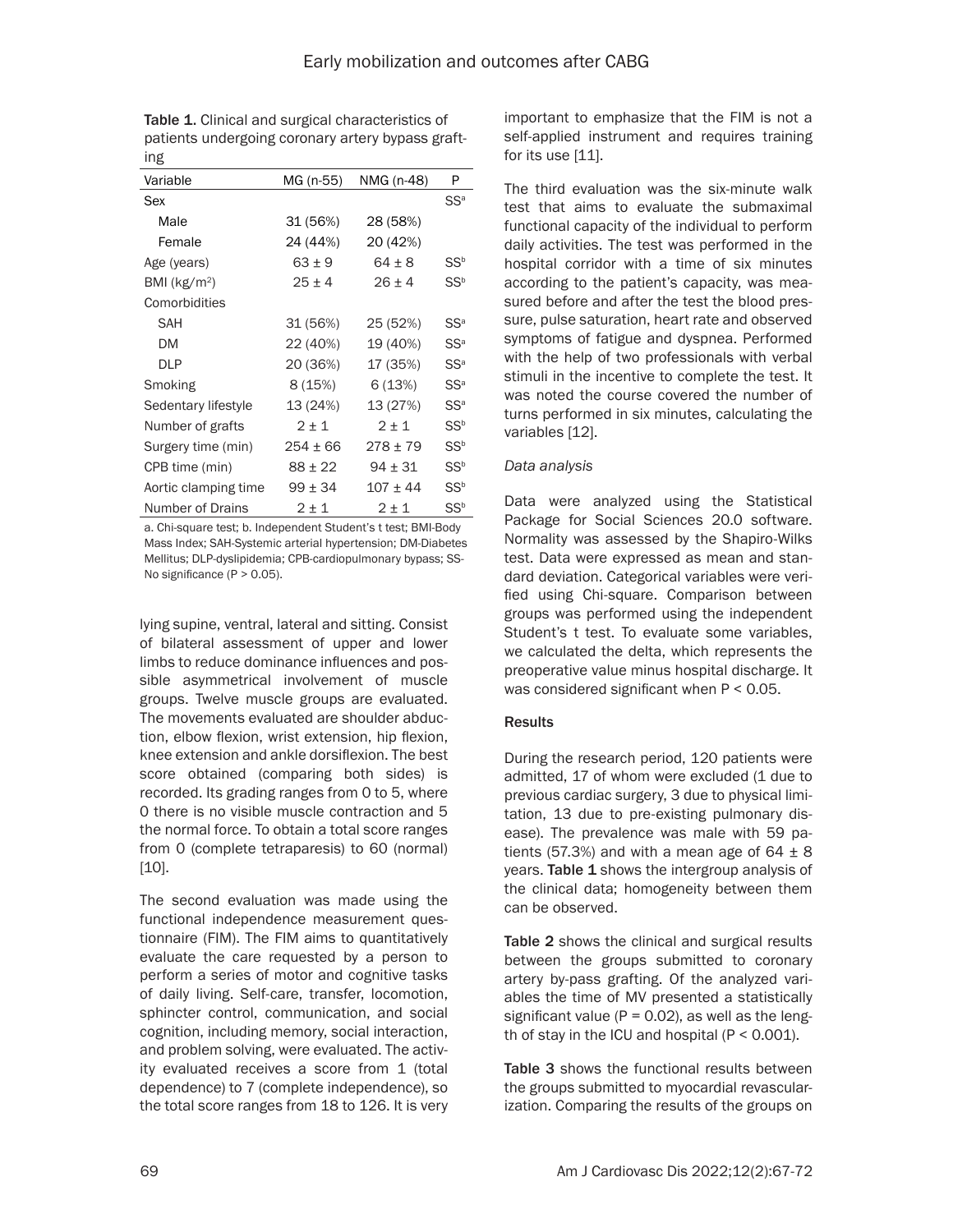Table 1. Clinical and surgical characteristics of patients undergoing coronary artery bypass grafting

| Variable | MG (n-55) | NMG (n-48) | P |
|---|---|---|---|
| Sex | | | SS[a] |
| Male | 31 (56%) | 28 (58%) | |
| Female | 24 (44%) | 20 (42%) | |
| Age (years) | 63 ± 9 | 64 ± 8 | SS[b] |
| BMI (kg/m²) | 25 ± 4 | 26 ± 4 | SS[b] |
| Comorbidities | | | |
| SAH | 31 (56%) | 25 (52%) | SS[a] |
| DM | 22 (40%) | 19 (40%) | SS[a] |
| DLP | 20 (36%) | 17 (35%) | SS[a] |
| Smoking | 8 (15%) | 6 (13%) | SS[a] |
| Sedentary lifestyle | 13 (24%) | 13 (27%) | SS[a] |
| Number of grafts | 2 ± 1 | 2 ± 1 | SS[b] |
| Surgery time (min) | 254 ± 66 | 278 ± 79 | SS[b] |
| CPB time (min) | 88 ± 22 | 94 ± 31 | SS[b] |
| Aortic clamping time | 99 ± 34 | 107 ± 44 | SS[b] |
| Number of Drains | 2 ± 1 | 2 ± 1 | SS[b] |

a. Chi-square test; b. Independent Student's t test; BMI-Body Mass Index; SAH-Systemic arterial hypertension; DM-Diabetes Mellitus; DLP-dyslipidemia; CPB-cardiopulmonary bypass; SS-No significance (P > 0.05).

lying supine, ventral, lateral and sitting. Consist of bilateral assessment of upper and lower limbs to reduce dominance influences and possible asymmetrical involvement of muscle groups. Twelve muscle groups are evaluated. The movements evaluated are shoulder abduction, elbow flexion, wrist extension, hip flexion, knee extension and ankle dorsiflexion. The best score obtained (comparing both sides) is recorded. Its grading ranges from 0 to 5, where 0 there is no visible muscle contraction and 5 the normal force. To obtain a total score ranges from 0 (complete tetraparesis) to 60 (normal) [10].

The second evaluation was made using the functional independence measurement questionnaire (FIM). The FIM aims to quantitatively evaluate the care requested by a person to perform a series of motor and cognitive tasks of daily living. Self-care, transfer, locomotion, sphincter control, communication, and social cognition, including memory, social interaction, and problem solving, were evaluated. The activity evaluated receives a score from 1 (total dependence) to 7 (complete independence), so the total score ranges from 18 to 126. It is very important to emphasize that the FIM is not a self-applied instrument and requires training for its use [11].

The third evaluation was the six-minute walk test that aims to evaluate the submaximal functional capacity of the individual to perform daily activities. The test was performed in the hospital corridor with a time of six minutes according to the patient's capacity, was measured before and after the test the blood pressure, pulse saturation, heart rate and observed symptoms of fatigue and dyspnea. Performed with the help of two professionals with verbal stimuli in the incentive to complete the test. It was noted the course covered the number of turns performed in six minutes, calculating the variables [12].

*Data analysis*

Data were analyzed using the Statistical Package for Social Sciences 20.0 software. Normality was assessed by the Shapiro-Wilks test. Data were expressed as mean and standard deviation. Categorical variables were verified using Chi-square. Comparison between groups was performed using the independent Student's t test. To evaluate some variables, we calculated the delta, which represents the preoperative value minus hospital discharge. It was considered significant when $P < 0.05$.

**Results**

During the research period, 120 patients were admitted, 17 of whom were excluded (1 due to previous cardiac surgery, 3 due to physical limitation, 13 due to pre-existing pulmonary disease). The prevalence was male with 59 patients (57.3%) and with a mean age of 64 ± 8 years. **Table 1** shows the intergroup analysis of the clinical data; homogeneity between them can be observed.

**Table 2** shows the clinical and surgical results between the groups submitted to coronary artery by-pass grafting. Of the analyzed variables the time of MV presented a statistically significant value ($P = 0.02$), as well as the length of stay in the ICU and hospital ($P < 0.001$).

**Table 3** shows the functional results between the groups submitted to myocardial revascularization. Comparing the results of the groups on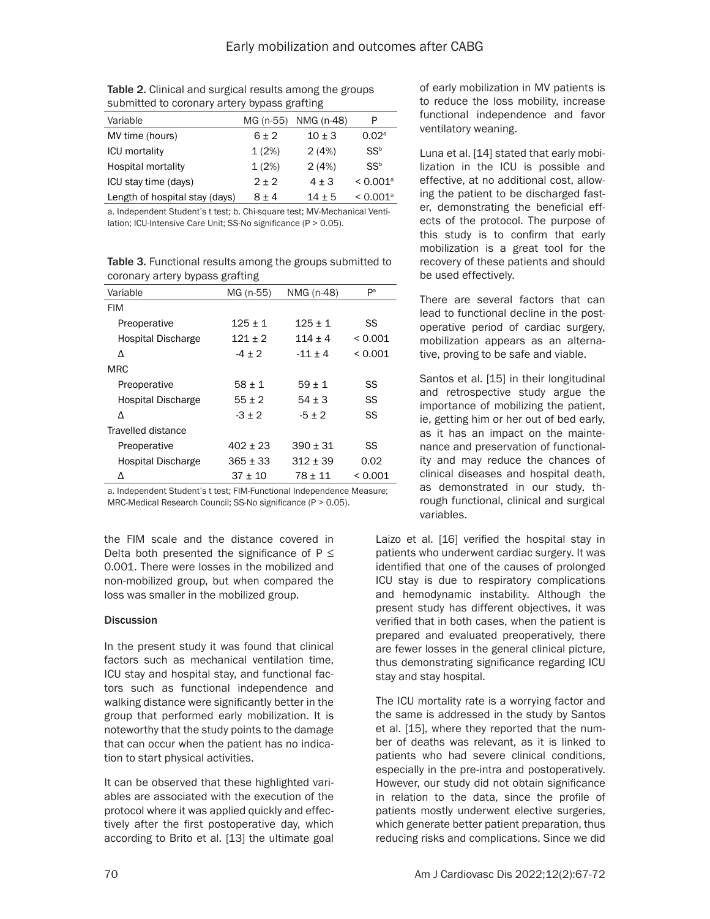Table 2. Clinical and surgical results among the groups submitted to coronary artery bypass grafting

| Variable | MG (n-55) | NMG (n-48) | P |
|---|---|---|---|
| MV time (hours) | 6 ± 2 | 10 ± 3 | 0.02[a] |
| ICU mortality | 1 (2%) | 2 (4%) | SS[b] |
| Hospital mortality | 1 (2%) | 2 (4%) | SS[b] |
| ICU stay time (days) | 2 ± 2 | 4 ± 3 | < 0.001[a] |
| Length of hospital stay (days) | 8 ± 4 | 14 ± 5 | < 0.001[a] |

a. Independent Student's t test; b. Chi-square test; MV-Mechanical Ventilation; ICU-Intensive Care Unit; SS-No significance (P > 0.05).

Table 3. Functional results among the groups submitted to coronary artery bypass grafting

| Variable | MG (n-55) | NMG (n-48) | P[a] |
|---|---|---|---|
| FIM | | | |
| Preoperative | 125 ± 1 | 125 ± 1 | SS |
| Hospital Discharge | 121 ± 2 | 114 ± 4 | < 0.001 |
| Δ | -4 ± 2 | -11 ± 4 | < 0.001 |
| MRC | | | |
| Preoperative | 58 ± 1 | 59 ± 1 | SS |
| Hospital Discharge | 55 ± 2 | 54 ± 3 | SS |
| Δ | -3 ± 2 | -5 ± 2 | SS |
| Travelled distance | | | |
| Preoperative | 402 ± 23 | 390 ± 31 | SS |
| Hospital Discharge | 365 ± 33 | 312 ± 39 | 0.02 |
| Δ | 37 ± 10 | 78 ± 11 | < 0.001 |

a. Independent Student's t test; FIM-Functional Independence Measure; MRC-Medical Research Council; SS-No significance (P > 0.05).

the FIM scale and the distance covered in Delta both presented the significance of $P \leq 0.001$. There were losses in the mobilized and non-mobilized group, but when compared the loss was smaller in the mobilized group.

## Discussion

In the present study it was found that clinical factors such as mechanical ventilation time, ICU stay and hospital stay, and functional factors such as functional independence and walking distance were significantly better in the group that performed early mobilization. It is noteworthy that the study points to the damage that can occur when the patient has no indication to start physical activities.

It can be observed that these highlighted variables are associated with the execution of the protocol where it was applied quickly and effectively after the first postoperative day, which according to Brito et al. [13] the ultimate goal of early mobilization in MV patients is to reduce the loss mobility, increase functional independence and favor ventilatory weaning.

Luna et al. [14] stated that early mobilization in the ICU is possible and effective, at no additional cost, allowing the patient to be discharged faster, demonstrating the beneficial effects of the protocol. The purpose of this study is to confirm that early mobilization is a great tool for the recovery of these patients and should be used effectively.

There are several factors that can lead to functional decline in the postoperative period of cardiac surgery, mobilization appears as an alternative, proving to be safe and viable.

Santos et al. [15] in their longitudinal and retrospective study argue the importance of mobilizing the patient, ie, getting him or her out of bed early, as it has an impact on the maintenance and preservation of functionality and may reduce the chances of clinical diseases and hospital death, as demonstrated in our study, through functional, clinical and surgical variables.

Laizo et al. [16] verified the hospital stay in patients who underwent cardiac surgery. It was identified that one of the causes of prolonged ICU stay is due to respiratory complications and hemodynamic instability. Although the present study has different objectives, it was verified that in both cases, when the patient is prepared and evaluated preoperatively, there are fewer losses in the general clinical picture, thus demonstrating significance regarding ICU stay and stay hospital.

The ICU mortality rate is a worrying factor and the same is addressed in the study by Santos et al. [15], where they reported that the number of deaths was relevant, as it is linked to patients who had severe clinical conditions, especially in the pre-intra and postoperatively. However, our study did not obtain significance in relation to the data, since the profile of patients mostly underwent elective surgeries, which generate better patient preparation, thus reducing risks and complications. Since we did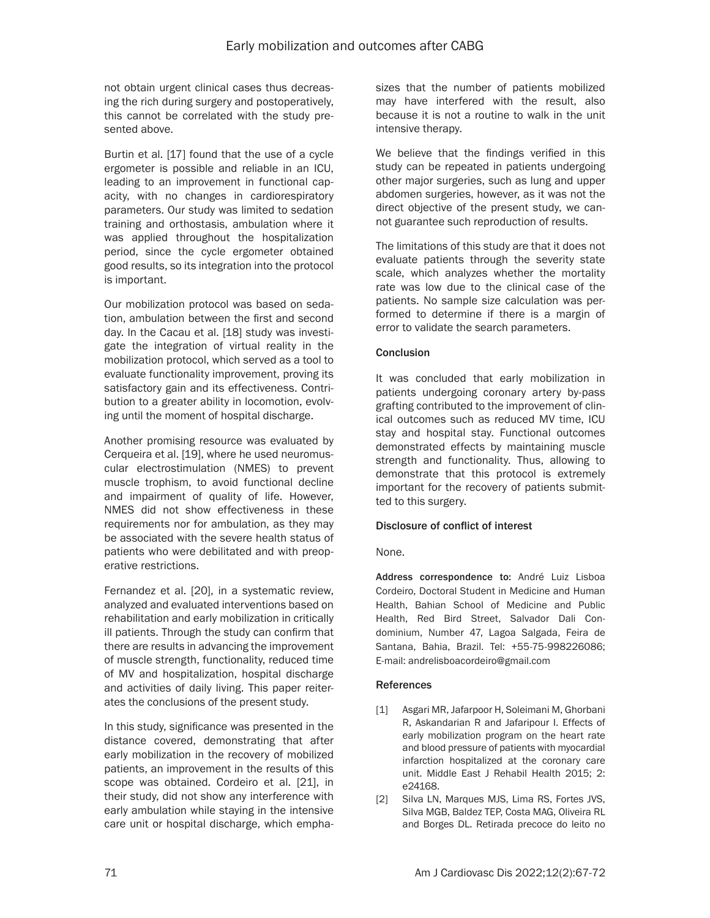not obtain urgent clinical cases thus decreasing the rich during surgery and postoperatively, this cannot be correlated with the study presented above.

Burtin et al. [17] found that the use of a cycle ergometer is possible and reliable in an ICU, leading to an improvement in functional capacity, with no changes in cardiorespiratory parameters. Our study was limited to sedation training and orthostasis, ambulation where it was applied throughout the hospitalization period, since the cycle ergometer obtained good results, so its integration into the protocol is important.

Our mobilization protocol was based on sedation, ambulation between the first and second day. In the Cacau et al. [18] study was investigate the integration of virtual reality in the mobilization protocol, which served as a tool to evaluate functionality improvement, proving its satisfactory gain and its effectiveness. Contribution to a greater ability in locomotion, evolving until the moment of hospital discharge.

Another promising resource was evaluated by Cerqueira et al. [19], where he used neuromuscular electrostimulation (NMES) to prevent muscle trophism, to avoid functional decline and impairment of quality of life. However, NMES did not show effectiveness in these requirements nor for ambulation, as they may be associated with the severe health status of patients who were debilitated and with preoperative restrictions.

Fernandez et al. [20], in a systematic review, analyzed and evaluated interventions based on rehabilitation and early mobilization in critically ill patients. Through the study can confirm that there are results in advancing the improvement of muscle strength, functionality, reduced time of MV and hospitalization, hospital discharge and activities of daily living. This paper reiterates the conclusions of the present study.

In this study, significance was presented in the distance covered, demonstrating that after early mobilization in the recovery of mobilized patients, an improvement in the results of this scope was obtained. Cordeiro et al. [21], in their study, did not show any interference with early ambulation while staying in the intensive care unit or hospital discharge, which emphasizes that the number of patients mobilized may have interfered with the result, also because it is not a routine to walk in the unit intensive therapy.

We believe that the findings verified in this study can be repeated in patients undergoing other major surgeries, such as lung and upper abdomen surgeries, however, as it was not the direct objective of the present study, we cannot guarantee such reproduction of results.

The limitations of this study are that it does not evaluate patients through the severity state scale, which analyzes whether the mortality rate was low due to the clinical case of the patients. No sample size calculation was performed to determine if there is a margin of error to validate the search parameters.

### Conclusion

It was concluded that early mobilization in patients undergoing coronary artery by-pass grafting contributed to the improvement of clinical outcomes such as reduced MV time, ICU stay and hospital stay. Functional outcomes demonstrated effects by maintaining muscle strength and functionality. Thus, allowing to demonstrate that this protocol is extremely important for the recovery of patients submitted to this surgery.

### Disclosure of conflict of interest

None.

**Address correspondence to:** André Luiz Lisboa Cordeiro, Doctoral Student in Medicine and Human Health, Bahian School of Medicine and Public Health, Red Bird Street, Salvador Dali Condominium, Number 47, Lagoa Salgada, Feira de Santana, Bahia, Brazil. Tel: +55-75-998226086; E-mail: andrelisboacordeiro@gmail.com

### References

[1] Asgari MR, Jafarpoor H, Soleimani M, Ghorbani R, Askandarian R and Jafaripour I. Effects of early mobilization program on the heart rate and blood pressure of patients with myocardial infarction hospitalized at the coronary care unit. Middle East J Rehabil Health 2015; 2: e24168.

[2] Silva LN, Marques MJS, Lima RS, Fortes JVS, Silva MGB, Baldez TEP, Costa MAG, Oliveira RL and Borges DL. Retirada precoce do leito no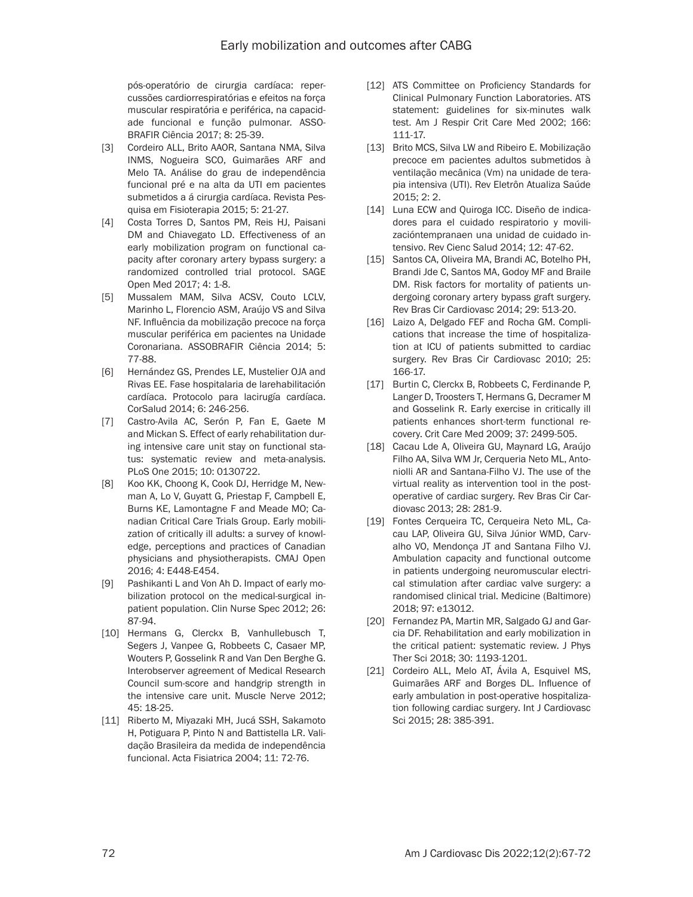pós-operatório de cirurgia cardíaca: repercussões cardiorrespiratórias e efeitos na força muscular respiratória e periférica, na capacidade funcional e função pulmonar. ASSOBRAFIR Ciência 2017; 8: 25-39.

[3] Cordeiro ALL, Brito AAOR, Santana NMA, Silva INMS, Nogueira SCO, Guimarães ARF and Melo TA. Análise do grau de independência funcional pré e na alta da UTI em pacientes submetidos a á cirurgia cardíaca. Revista Pesquisa em Fisioterapia 2015; 5: 21-27.

[4] Costa Torres D, Santos PM, Reis HJ, Paisani DM and Chiavegato LD. Effectiveness of an early mobilization program on functional capacity after coronary artery bypass surgery: a randomized controlled trial protocol. SAGE Open Med 2017; 4: 1-8.

[5] Mussalem MAM, Silva ACSV, Couto LCLV, Marinho L, Florencio ASM, Araújo VS and Silva NF. Influência da mobilização precoce na força muscular periférica em pacientes na Unidade Coronariana. ASSOBRAFIR Ciência 2014; 5: 77-88.

[6] Hernández GS, Prendes LE, Mustelier OJA and Rivas EE. Fase hospitalaria de larehabilitación cardíaca. Protocolo para lacirugía cardíaca. CorSalud 2014; 6: 246-256.

[7] Castro-Avila AC, Serón P, Fan E, Gaete M and Mickan S. Effect of early rehabilitation during intensive care unit stay on functional status: systematic review and meta-analysis. PLoS One 2015; 10: 0130722.

[8] Koo KK, Choong K, Cook DJ, Herridge M, Newman A, Lo V, Guyatt G, Priestap F, Campbell E, Burns KE, Lamontagne F and Meade MO; Canadian Critical Care Trials Group. Early mobilization of critically ill adults: a survey of knowledge, perceptions and practices of Canadian physicians and physiotherapists. CMAJ Open 2016; 4: E448-E454.

[9] Pashikanti L and Von Ah D. Impact of early mobilization protocol on the medical-surgical inpatient population. Clin Nurse Spec 2012; 26: 87-94.

[10] Hermans G, Clerckx B, Vanhullebusch T, Segers J, Vanpee G, Robbeets C, Casaer MP, Wouters P, Gosselink R and Van Den Berghe G. Interobserver agreement of Medical Research Council sum-score and handgrip strength in the intensive care unit. Muscle Nerve 2012; 45: 18-25.

[11] Riberto M, Miyazaki MH, Jucá SSH, Sakamoto H, Potiguara P, Pinto N and Battistella LR. Validação Brasileira da medida de independência funcional. Acta Fisiatrica 2004; 11: 72-76.

[12] ATS Committee on Proficiency Standards for Clinical Pulmonary Function Laboratories. ATS statement: guidelines for six-minutes walk test. Am J Respir Crit Care Med 2002; 166: 111-17.

[13] Brito MCS, Silva LW and Ribeiro E. Mobilização precoce em pacientes adultos submetidos à ventilação mecânica (Vm) na unidade de terapia intensiva (UTI). Rev Eletrôn Atualiza Saúde 2015; 2: 2.

[14] Luna ECW and Quiroga ICC. Diseño de indicadores para el cuidado respiratorio y movilizacióntempranaen una unidad de cuidado intensivo. Rev Cienc Salud 2014; 12: 47-62.

[15] Santos CA, Oliveira MA, Brandi AC, Botelho PH, Brandi Jde C, Santos MA, Godoy MF and Braile DM. Risk factors for mortality of patients undergoing coronary artery bypass graft surgery. Rev Bras Cir Cardiovasc 2014; 29: 513-20.

[16] Laizo A, Delgado FEF and Rocha GM. Complications that increase the time of hospitalization at ICU of patients submitted to cardiac surgery. Rev Bras Cir Cardiovasc 2010; 25: 166-17.

[17] Burtin C, Clerckx B, Robbeets C, Ferdinande P, Langer D, Troosters T, Hermans G, Decramer M and Gosselink R. Early exercise in critically ill patients enhances short-term functional recovery. Crit Care Med 2009; 37: 2499-505.

[18] Cacau Lde A, Oliveira GU, Maynard LG, Araújo Filho AA, Silva WM Jr, Cerqueria Neto ML, Antoniolli AR and Santana-Filho VJ. The use of the virtual reality as intervention tool in the postoperative of cardiac surgery. Rev Bras Cir Cardiovasc 2013; 28: 281-9.

[19] Fontes Cerqueira TC, Cerqueira Neto ML, Cacau LAP, Oliveira GU, Silva Júnior WMD, Carvalho VO, Mendonça JT and Santana Filho VJ. Ambulation capacity and functional outcome in patients undergoing neuromuscular electrical stimulation after cardiac valve surgery: a randomised clinical trial. Medicine (Baltimore) 2018; 97: e13012.

[20] Fernandez PA, Martin MR, Salgado GJ and Garcia DF. Rehabilitation and early mobilization in the critical patient: systematic review. J Phys Ther Sci 2018; 30: 1193-1201.

[21] Cordeiro ALL, Melo AT, Ávila A, Esquivel MS, Guimarães ARF and Borges DL. Influence of early ambulation in post-operative hospitalization following cardiac surgery. Int J Cardiovasc Sci 2015; 28: 385-391.